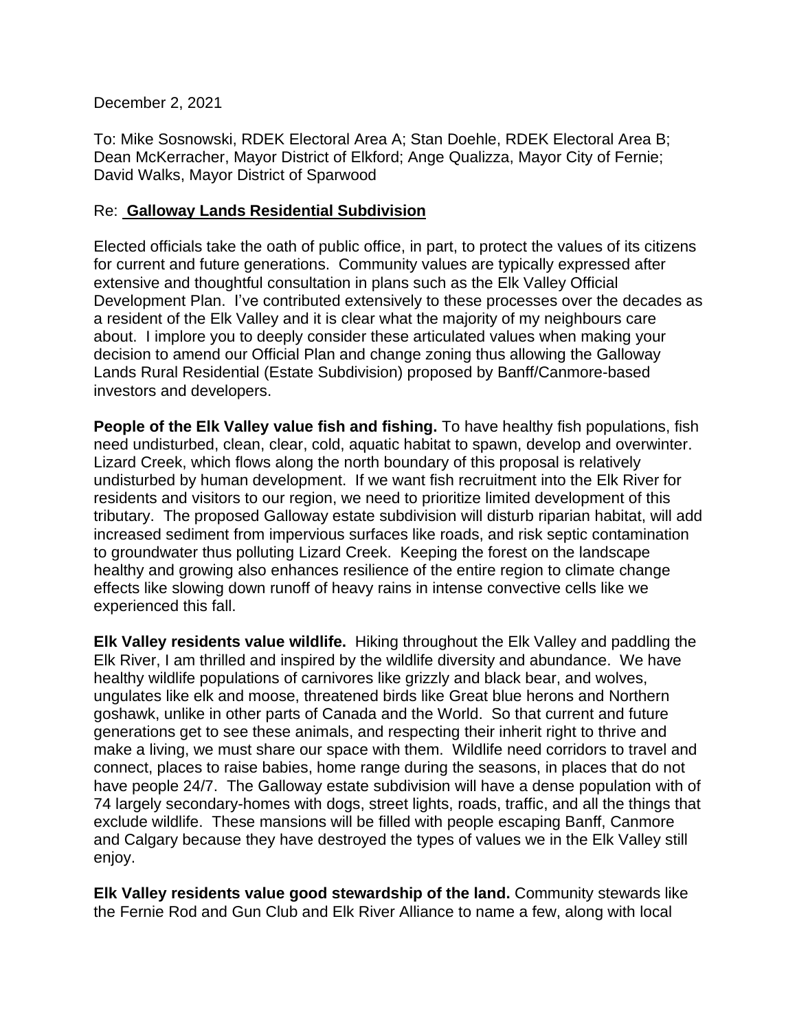December 2, 2021

To: Mike Sosnowski, RDEK Electoral Area A; Stan Doehle, RDEK Electoral Area B; Dean McKerracher, Mayor District of Elkford; Ange Qualizza, Mayor City of Fernie; David Walks, Mayor District of Sparwood

Re: **Galloway Lands Residential Subdivision**

Elected officials take the oath of public office, in part, to protect the values of its citizens for current and future generations. Community values are typically expressed after extensive and thoughtful consultation in plans such as the Elk Valley Official Development Plan. I've contributed extensively to these processes over the decades as a resident of the Elk Valley and it is clear what the majority of my neighbours care about. I implore you to deeply consider these articulated values when making your decision to amend our Official Plan and change zoning thus allowing the Galloway Lands Rural Residential (Estate Subdivision) proposed by Banff/Canmore-based investors and developers.

**People of the Elk Valley value fish and fishing.** To have healthy fish populations, fish need undisturbed, clean, clear, cold, aquatic habitat to spawn, develop and overwinter. Lizard Creek, which flows along the north boundary of this proposal is relatively undisturbed by human development. If we want fish recruitment into the Elk River for residents and visitors to our region, we need to prioritize limited development of this tributary. The proposed Galloway estate subdivision will disturb riparian habitat, will add increased sediment from impervious surfaces like roads, and risk septic contamination to groundwater thus polluting Lizard Creek. Keeping the forest on the landscape healthy and growing also enhances resilience of the entire region to climate change effects like slowing down runoff of heavy rains in intense convective cells like we experienced this fall.

**Elk Valley residents value wildlife.** Hiking throughout the Elk Valley and paddling the Elk River, I am thrilled and inspired by the wildlife diversity and abundance. We have healthy wildlife populations of carnivores like grizzly and black bear, and wolves, ungulates like elk and moose, threatened birds like Great blue herons and Northern goshawk, unlike in other parts of Canada and the World. So that current and future generations get to see these animals, and respecting their inherit right to thrive and make a living, we must share our space with them. Wildlife need corridors to travel and connect, places to raise babies, home range during the seasons, in places that do not have people 24/7. The Galloway estate subdivision will have a dense population with of 74 largely secondary-homes with dogs, street lights, roads, traffic, and all the things that exclude wildlife. These mansions will be filled with people escaping Banff, Canmore and Calgary because they have destroyed the types of values we in the Elk Valley still enjoy.

**Elk Valley residents value good stewardship of the land.** Community stewards like the Fernie Rod and Gun Club and Elk River Alliance to name a few, along with local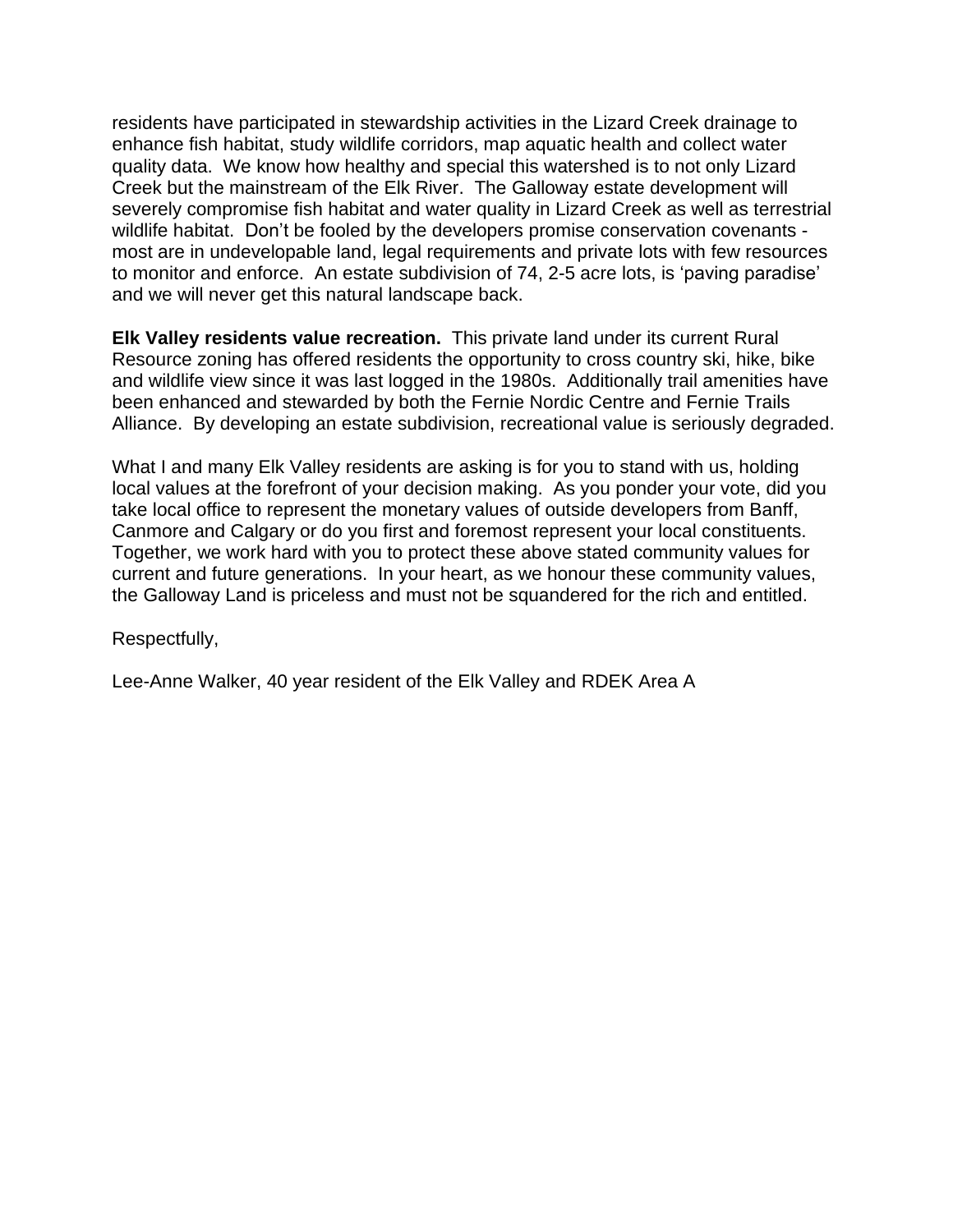residents have participated in stewardship activities in the Lizard Creek drainage to enhance fish habitat, study wildlife corridors, map aquatic health and collect water quality data. We know how healthy and special this watershed is to not only Lizard Creek but the mainstream of the Elk River. The Galloway estate development will severely compromise fish habitat and water quality in Lizard Creek as well as terrestrial wildlife habitat. Don't be fooled by the developers promise conservation covenants - most are in undevelopable land, legal requirements and private lots with few resources to monitor and enforce. An estate subdivision of 74, 2-5 acre lots, is 'paving paradise' and we will never get this natural landscape back.

**Elk Valley residents value recreation.** This private land under its current Rural Resource zoning has offered residents the opportunity to cross country ski, hike, bike and wildlife view since it was last logged in the 1980s. Additionally trail amenities have been enhanced and stewarded by both the Fernie Nordic Centre and Fernie Trails Alliance. By developing an estate subdivision, recreational value is seriously degraded.

What I and many Elk Valley residents are asking is for you to stand with us, holding local values at the forefront of your decision making. As you ponder your vote, did you take local office to represent the monetary values of outside developers from Banff, Canmore and Calgary or do you first and foremost represent your local constituents. Together, we work hard with you to protect these above stated community values for current and future generations. In your heart, as we honour these community values, the Galloway Land is priceless and must not be squandered for the rich and entitled.

Respectfully,

Lee-Anne Walker, 40 year resident of the Elk Valley and RDEK Area A